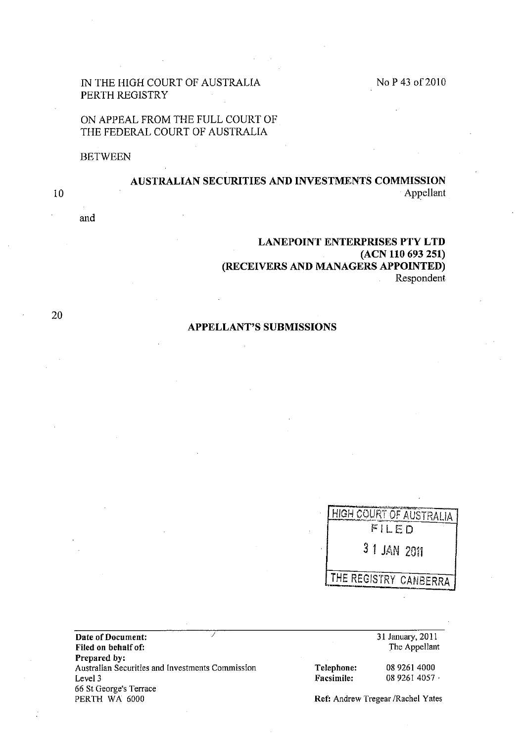IN THE HIGH COURT OF AUSTRALIA
PERTH REGISTRY

No P 43 of 2010

ON APPEAL FROM THE FULL COURT OF THE FEDERAL COURT OF AUSTRALIA

BETWEEN

**AUSTRALIAN SECURITIES AND INVESTMENTS COMMISSION**
Appellant

and

**LANEPOINT ENTERPRISES PTY LTD**
**(ACN 110 693 251)**
**(RECEIVERS AND MANAGERS APPOINTED)**
Respondent

**APPELLANT'S SUBMISSIONS**

HIGH COURT OF AUSTRALIA
FILED
31 JAN 2011
THE REGISTRY CANBERRA

**Date of Document:** 31 January, 2011
**Filed on behalf of:** The Appellant
**Prepared by:**
Australian Securities and Investments Commission
Level 3
66 St George's Terrace
PERTH WA 6000

**Telephone:** 08 9261 4000
**Facsimile:** 08 9261 4057

**Ref:** Andrew Tregear /Rachel Yates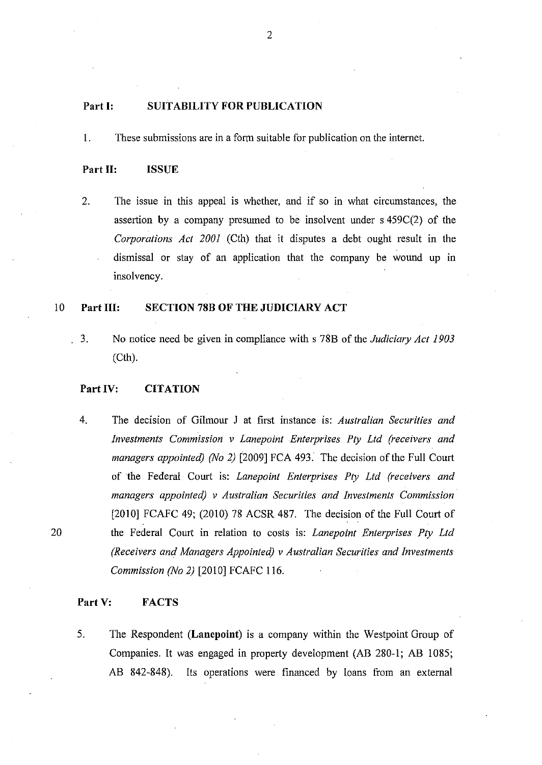## Part I: SUITABILITY FOR PUBLICATION

1. These submissions are in a form suitable for publication on the internet.

## Part II: ISSUE

2. The issue in this appeal is whether, and if so in what circumstances, the assertion by a company presumed to be insolvent under s 459C(2) of the *Corporations Act 2001* (Cth) that it disputes a debt ought result in the dismissal or stay of an application that the company be wound up in insolvency.

## Part III: SECTION 78B OF THE JUDICIARY ACT

3. No notice need be given in compliance with s 78B of the *Judiciary Act 1903* (Cth).

## Part IV: CITATION

4. The decision of Gilmour J at first instance is: *Australian Securities and Investments Commission v Lanepoint Enterprises Pty Ltd (receivers and managers appointed) (No 2)* [2009] FCA 493. The decision of the Full Court of the Federal Court is: *Lanepoint Enterprises Pty Ltd (receivers and managers appointed) v Australian Securities and Investments Commission* [2010] FCAFC 49; (2010) 78 ACSR 487. The decision of the Full Court of the Federal Court in relation to costs is: *Lanepoint Enterprises Pty Ltd (Receivers and Managers Appointed) v Australian Securities and Investments Commission (No 2)* [2010] FCAFC 116.

## Part V: FACTS

5. The Respondent (**Lanepoint**) is a company within the Westpoint Group of Companies. It was engaged in property development (AB 280-1; AB 1085; AB 842-848). Its operations were financed by loans from an external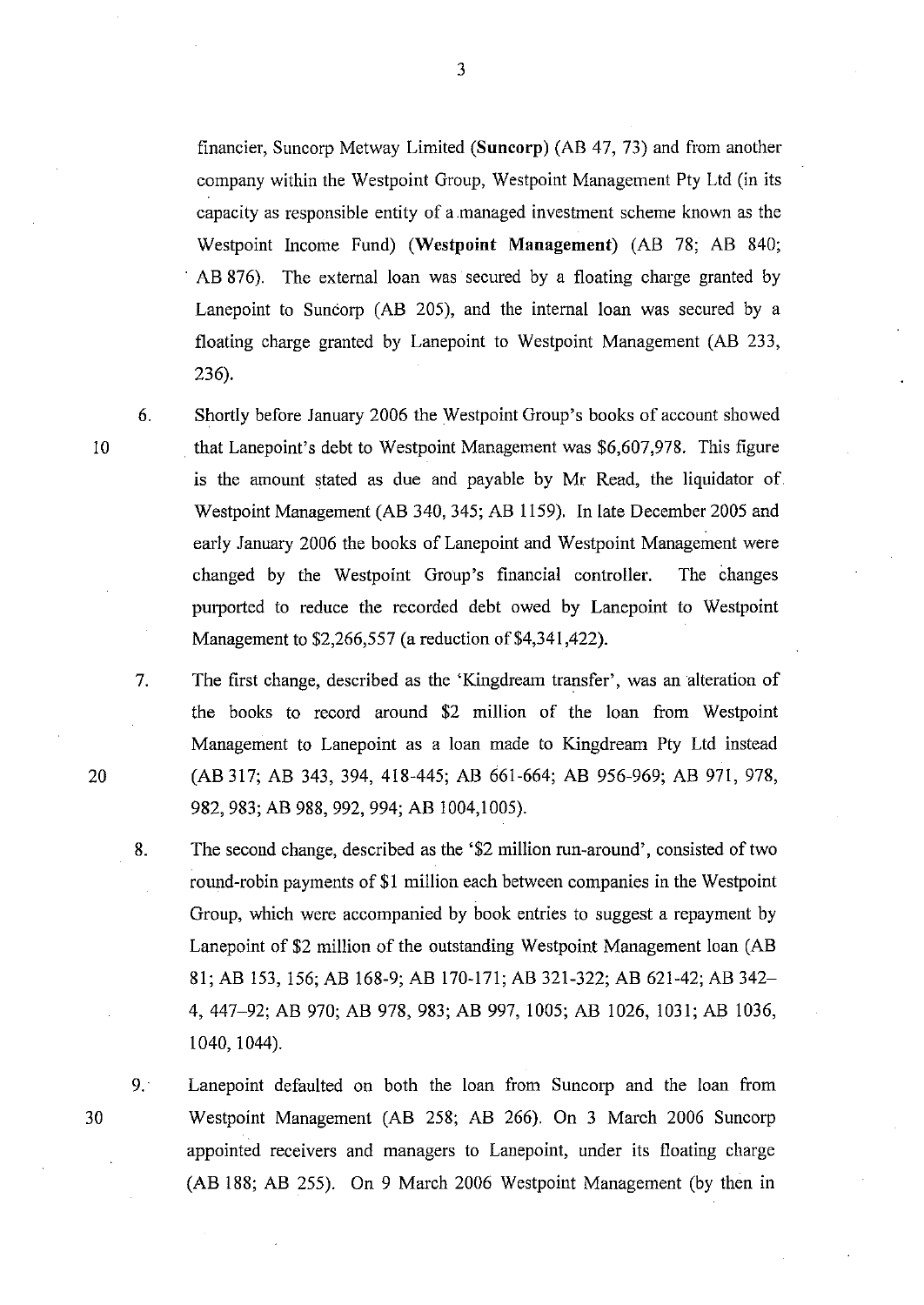financier, Suncorp Metway Limited (**Suncorp**) (AB 47, 73) and from another company within the Westpoint Group, Westpoint Management Pty Ltd (in its capacity as responsible entity of a managed investment scheme known as the Westpoint Income Fund) (**Westpoint Management**) (AB 78; AB 840; AB 876). The external loan was secured by a floating charge granted by Lanepoint to Suncorp (AB 205), and the internal loan was secured by a floating charge granted by Lanepoint to Westpoint Management (AB 233, 236).

6. Shortly before January 2006 the Westpoint Group's books of account showed that Lanepoint's debt to Westpoint Management was $6,607,978. This figure is the amount stated as due and payable by Mr Read, the liquidator of Westpoint Management (AB 340, 345; AB 1159). In late December 2005 and early January 2006 the books of Lanepoint and Westpoint Management were changed by the Westpoint Group's financial controller. The changes purported to reduce the recorded debt owed by Lanepoint to Westpoint Management to $2,266,557 (a reduction of $4,341,422).

7. The first change, described as the 'Kingdream transfer', was an alteration of the books to record around $2 million of the loan from Westpoint Management to Lanepoint as a loan made to Kingdream Pty Ltd instead (AB 317; AB 343, 394, 418-445; AB 661-664; AB 956-969; AB 971, 978, 982, 983; AB 988, 992, 994; AB 1004,1005).

8. The second change, described as the '$2 million run-around', consisted of two round-robin payments of $1 million each between companies in the Westpoint Group, which were accompanied by book entries to suggest a repayment by Lanepoint of $2 million of the outstanding Westpoint Management loan (AB 81; AB 153, 156; AB 168-9; AB 170-171; AB 321-322; AB 621-42; AB 342–4, 447–92; AB 970; AB 978, 983; AB 997, 1005; AB 1026, 1031; AB 1036, 1040, 1044).

9. Lanepoint defaulted on both the loan from Suncorp and the loan from Westpoint Management (AB 258; AB 266). On 3 March 2006 Suncorp appointed receivers and managers to Lanepoint, under its floating charge (AB 188; AB 255). On 9 March 2006 Westpoint Management (by then in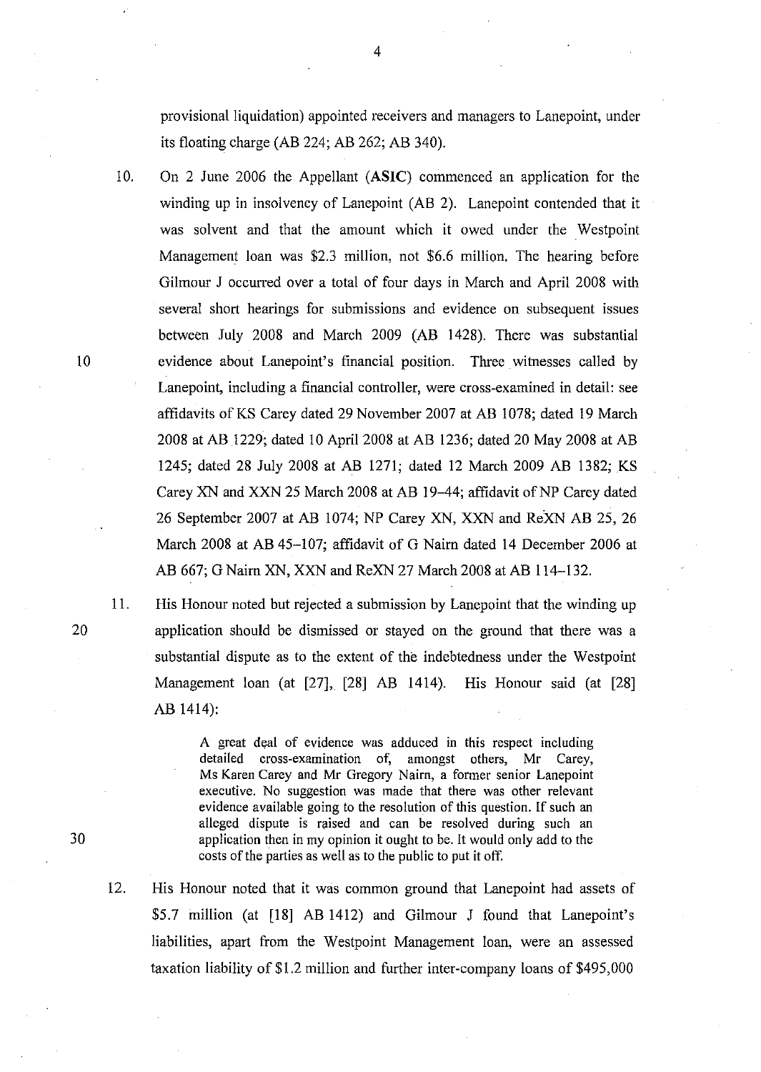provisional liquidation) appointed receivers and managers to Lanepoint, under its floating charge (AB 224; AB 262; AB 340).

10. On 2 June 2006 the Appellant (**ASIC**) commenced an application for the winding up in insolvency of Lanepoint (AB 2). Lanepoint contended that it was solvent and that the amount which it owed under the Westpoint Management loan was \$2.3 million, not \$6.6 million. The hearing before Gilmour J occurred over a total of four days in March and April 2008 with several short hearings for submissions and evidence on subsequent issues between July 2008 and March 2009 (AB 1428). There was substantial evidence about Lanepoint's financial position. Three witnesses called by Lanepoint, including a financial controller, were cross-examined in detail: see affidavits of KS Carey dated 29 November 2007 at AB 1078; dated 19 March 2008 at AB 1229; dated 10 April 2008 at AB 1236; dated 20 May 2008 at AB 1245; dated 28 July 2008 at AB 1271; dated 12 March 2009 AB 1382; KS Carey XN and XXN 25 March 2008 at AB 19–44; affidavit of NP Carey dated 26 September 2007 at AB 1074; NP Carey XN, XXN and ReXN AB 25, 26 March 2008 at AB 45–107; affidavit of G Nairn dated 14 December 2006 at AB 667; G Nairn XN, XXN and ReXN 27 March 2008 at AB 114–132.

11. His Honour noted but rejected a submission by Lanepoint that the winding up application should be dismissed or stayed on the ground that there was a substantial dispute as to the extent of the indebtedness under the Westpoint Management loan (at [27], [28] AB 1414). His Honour said (at [28] AB 1414):

> A great deal of evidence was adduced in this respect including detailed cross-examination of, amongst others, Mr Carey, Ms Karen Carey and Mr Gregory Nairn, a former senior Lanepoint executive. No suggestion was made that there was other relevant evidence available going to the resolution of this question. If such an alleged dispute is raised and can be resolved during such an application then in my opinion it ought to be. It would only add to the costs of the parties as well as to the public to put it off.

12. His Honour noted that it was common ground that Lanepoint had assets of \$5.7 million (at [18] AB 1412) and Gilmour J found that Lanepoint's liabilities, apart from the Westpoint Management loan, were an assessed taxation liability of \$1.2 million and further inter-company loans of \$495,000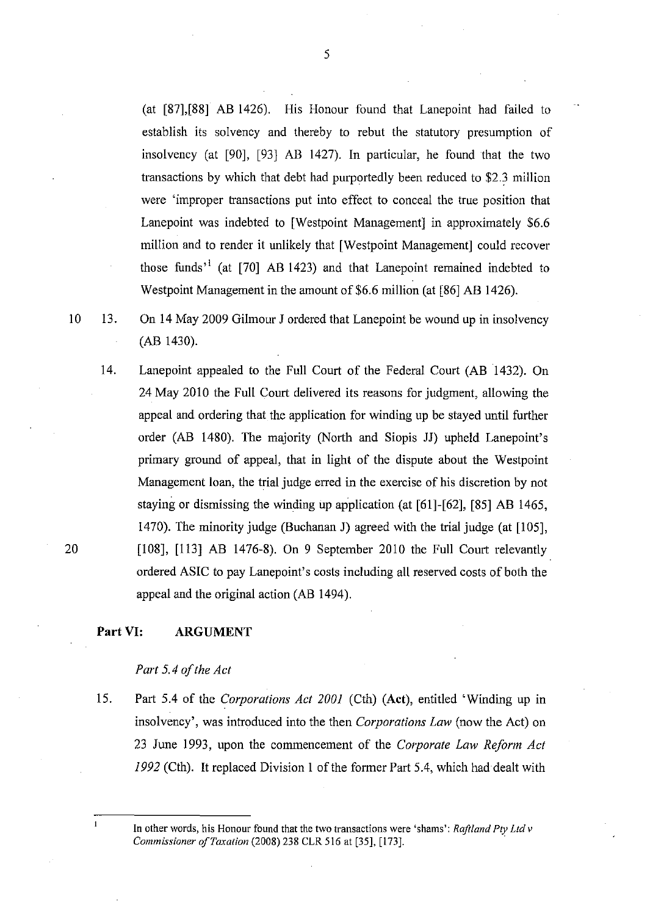(at [87],[88] AB 1426). His Honour found that Lanepoint had failed to establish its solvency and thereby to rebut the statutory presumption of insolvency (at [90], [93] AB 1427). In particular, he found that the two transactions by which that debt had purportedly been reduced to $2.3 million were 'improper transactions put into effect to conceal the true position that Lanepoint was indebted to [Westpoint Management] in approximately $6.6 million and to render it unlikely that [Westpoint Management] could recover those funds'[1] (at [70] AB 1423) and that Lanepoint remained indebted to Westpoint Management in the amount of $6.6 million (at [86] AB 1426).

13. On 14 May 2009 Gilmour J ordered that Lanepoint be wound up in insolvency (AB 1430).

14. Lanepoint appealed to the Full Court of the Federal Court (AB 1432). On 24 May 2010 the Full Court delivered its reasons for judgment, allowing the appeal and ordering that the application for winding up be stayed until further order (AB 1480). The majority (North and Siopis JJ) upheld Lanepoint's primary ground of appeal, that in light of the dispute about the Westpoint Management loan, the trial judge erred in the exercise of his discretion by not staying or dismissing the winding up application (at [61]-[62], [85] AB 1465, 1470). The minority judge (Buchanan J) agreed with the trial judge (at [105], [108], [113] AB 1476-8). On 9 September 2010 the Full Court relevantly ordered ASIC to pay Lanepoint's costs including all reserved costs of both the appeal and the original action (AB 1494).

## Part VI: ARGUMENT

*Part 5.4 of the Act*

15. Part 5.4 of the *Corporations Act 2001* (Cth) (**Act**), entitled 'Winding up in insolvency', was introduced into the then *Corporations Law* (now the Act) on 23 June 1993, upon the commencement of the *Corporate Law Reform Act 1992* (Cth). It replaced Division 1 of the former Part 5.4, which had dealt with

---

[1] In other words, his Honour found that the two transactions were 'shams': *Raftland Pty Ltd v Commissioner of Taxation* (2008) 238 CLR 516 at [35], [173].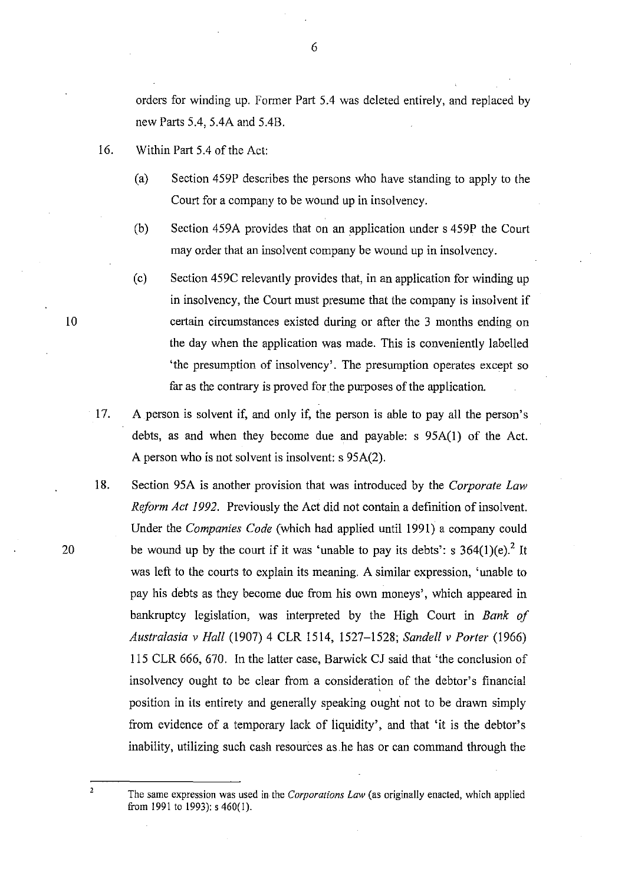orders for winding up. Former Part 5.4 was deleted entirely, and replaced by new Parts 5.4, 5.4A and 5.4B.

16. Within Part 5.4 of the Act:

    (a) Section 459P describes the persons who have standing to apply to the Court for a company to be wound up in insolvency.

    (b) Section 459A provides that on an application under s 459P the Court may order that an insolvent company be wound up in insolvency.

    (c) Section 459C relevantly provides that, in an application for winding up in insolvency, the Court must presume that the company is insolvent if certain circumstances existed during or after the 3 months ending on the day when the application was made. This is conveniently labelled 'the presumption of insolvency'. The presumption operates except so far as the contrary is proved for the purposes of the application.

17. A person is solvent if, and only if, the person is able to pay all the person's debts, as and when they become due and payable: s 95A(1) of the Act. A person who is not solvent is insolvent: s 95A(2).

18. Section 95A is another provision that was introduced by the *Corporate Law Reform Act 1992*. Previously the Act did not contain a definition of insolvent. Under the *Companies Code* (which had applied until 1991) a company could be wound up by the court if it was 'unable to pay its debts': s 364(1)(e).[2] It was left to the courts to explain its meaning. A similar expression, 'unable to pay his debts as they become due from his own moneys', which appeared in bankruptcy legislation, was interpreted by the High Court in *Bank of Australasia v Hall* (1907) 4 CLR 1514, 1527–1528; *Sandell v Porter* (1966) 115 CLR 666, 670. In the latter case, Barwick CJ said that 'the conclusion of insolvency ought to be clear from a consideration of the debtor's financial position in its entirety and generally speaking ought not to be drawn simply from evidence of a temporary lack of liquidity', and that 'it is the debtor's inability, utilizing such cash resources as he has or can command through the

---

[2] The same expression was used in the *Corporations Law* (as originally enacted, which applied from 1991 to 1993): s 460(1).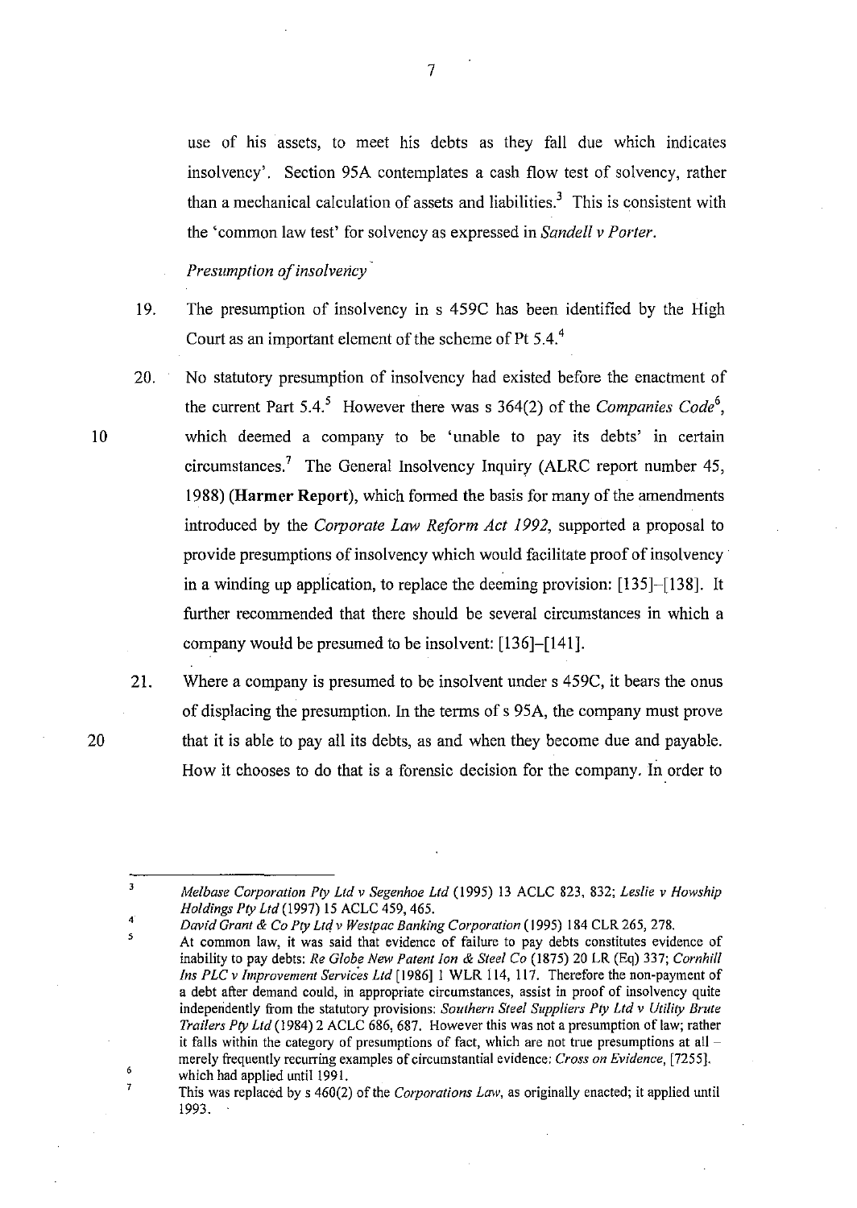use of his assets, to meet his debts as they fall due which indicates insolvency'. Section 95A contemplates a cash flow test of solvency, rather than a mechanical calculation of assets and liabilities.[3] This is consistent with the 'common law test' for solvency as expressed in *Sandell v Porter*.

*Presumption of insolvency*

19. The presumption of insolvency in s 459C has been identified by the High Court as an important element of the scheme of Pt 5.4.[4]

20. No statutory presumption of insolvency had existed before the enactment of the current Part 5.4.[5] However there was s 364(2) of the *Companies Code*[6], which deemed a company to be 'unable to pay its debts' in certain circumstances.[7] The General Insolvency Inquiry (ALRC report number 45, 1988) (**Harmer Report**), which formed the basis for many of the amendments introduced by the *Corporate Law Reform Act 1992*, supported a proposal to provide presumptions of insolvency which would facilitate proof of insolvency in a winding up application, to replace the deeming provision: [135]–[138]. It further recommended that there should be several circumstances in which a company would be presumed to be insolvent: [136]–[141].

21. Where a company is presumed to be insolvent under s 459C, it bears the onus of displacing the presumption. In the terms of s 95A, the company must prove that it is able to pay all its debts, as and when they become due and payable. How it chooses to do that is a forensic decision for the company. In order to

---

3. *Melbase Corporation Pty Ltd v Segenhoe Ltd* (1995) 13 ACLC 823, 832; *Leslie v Howship Holdings Pty Ltd* (1997) 15 ACLC 459, 465.
4. *David Grant & Co Pty Ltd v Westpac Banking Corporation* (1995) 184 CLR 265, 278.
5. At common law, it was said that evidence of failure to pay debts constitutes evidence of inability to pay debts: *Re Globe New Patent Ion & Steel Co* (1875) 20 LR (Eq) 337; *Cornhill Ins PLC v Improvement Services Ltd* [1986] 1 WLR 114, 117. Therefore the non-payment of a debt after demand could, in appropriate circumstances, assist in proof of insolvency quite independently from the statutory provisions: *Southern Steel Suppliers Pty Ltd v Utility Brute Trailers Pty Ltd* (1984) 2 ACLC 686, 687. However this was not a presumption of law; rather it falls within the category of presumptions of fact, which are not true presumptions at all – merely frequently recurring examples of circumstantial evidence: *Cross on Evidence*, [7255].
6. which had applied until 1991.
7. This was replaced by s 460(2) of the *Corporations Law*, as originally enacted; it applied until 1993.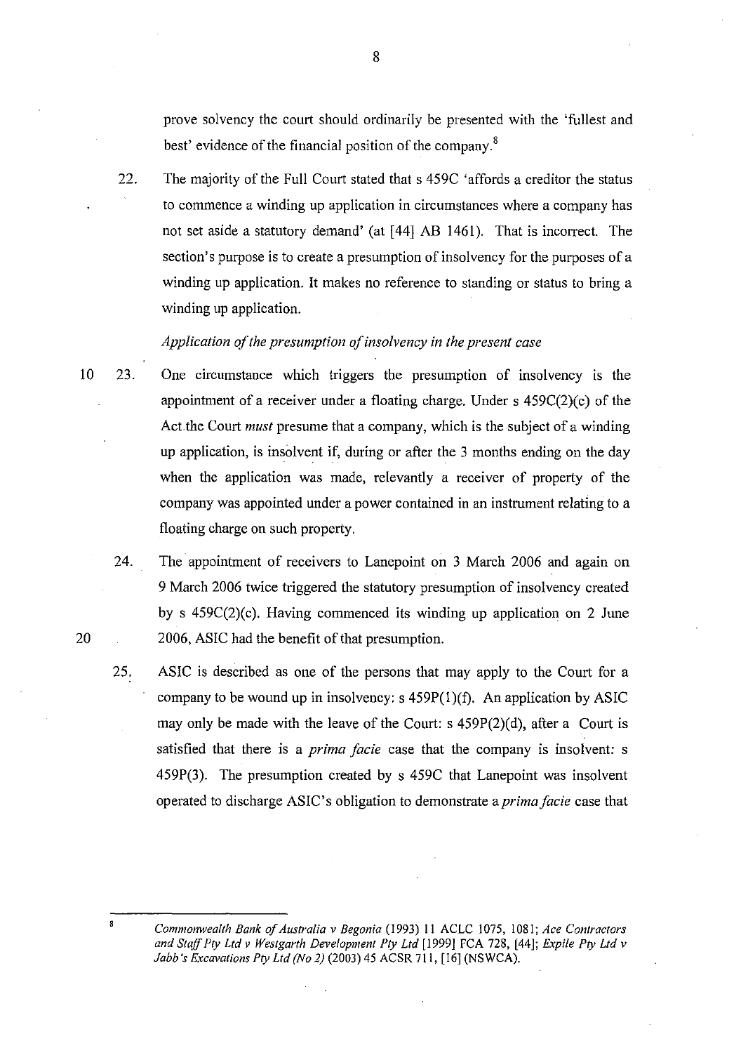prove solvency the court should ordinarily be presented with the 'fullest and best' evidence of the financial position of the company.[8]

22. The majority of the Full Court stated that s 459C 'affords a creditor the status to commence a winding up application in circumstances where a company has not set aside a statutory demand' (at [44] AB 1461). That is incorrect. The section's purpose is to create a presumption of insolvency for the purposes of a winding up application. It makes no reference to standing or status to bring a winding up application.

*Application of the presumption of insolvency in the present case*

23. One circumstance which triggers the presumption of insolvency is the appointment of a receiver under a floating charge. Under s 459C(2)(c) of the Act the Court *must* presume that a company, which is the subject of a winding up application, is insolvent if, during or after the 3 months ending on the day when the application was made, relevantly a receiver of property of the company was appointed under a power contained in an instrument relating to a floating charge on such property.

24. The appointment of receivers to Lanepoint on 3 March 2006 and again on 9 March 2006 twice triggered the statutory presumption of insolvency created by s 459C(2)(c). Having commenced its winding up application on 2 June 2006, ASIC had the benefit of that presumption.

25. ASIC is described as one of the persons that may apply to the Court for a company to be wound up in insolvency: s 459P(1)(f). An application by ASIC may only be made with the leave of the Court: s 459P(2)(d), after a Court is satisfied that there is a *prima facie* case that the company is insolvent: s 459P(3). The presumption created by s 459C that Lanepoint was insolvent operated to discharge ASIC's obligation to demonstrate a *prima facie* case that

---

[8] *Commonwealth Bank of Australia v Begonia* (1993) 11 ACLC 1075, 1081; *Ace Contractors and Staff Pty Ltd v Westgarth Development Pty Ltd* [1999] FCA 728, [44]; *Expile Pty Ltd v Jabb's Excavations Pty Ltd (No 2)* (2003) 45 ACSR 711, [16] (NSWCA).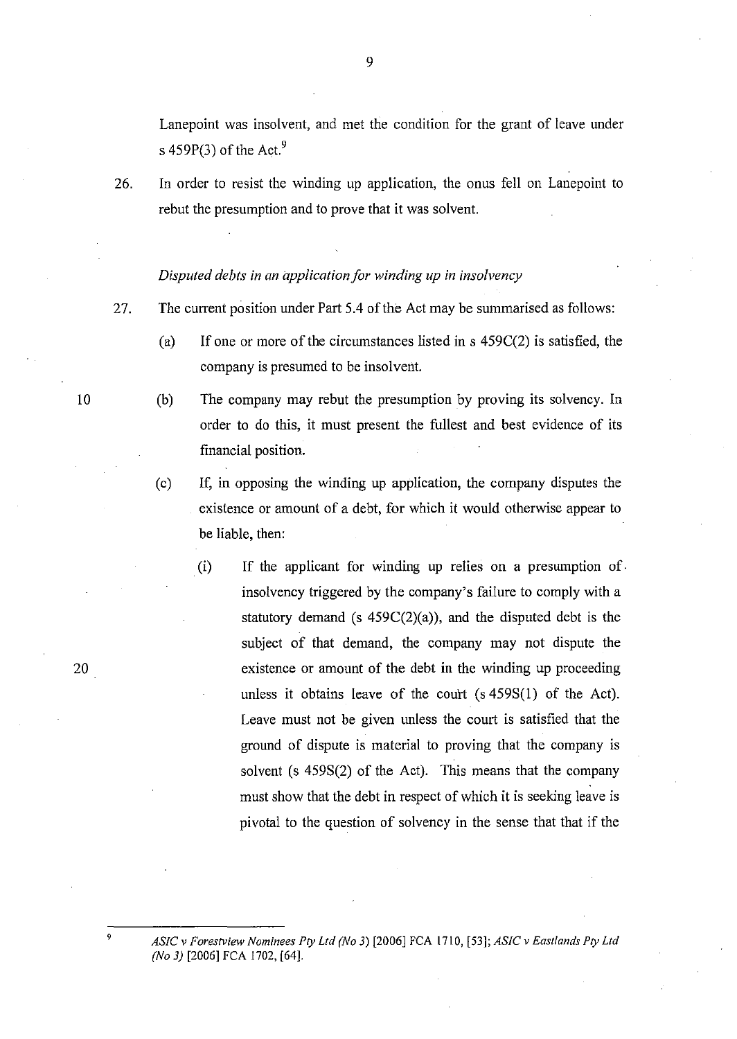Lanepoint was insolvent, and met the condition for the grant of leave under s 459P(3) of the Act.[9]

26. In order to resist the winding up application, the onus fell on Lanepoint to rebut the presumption and to prove that it was solvent.

*Disputed debts in an application for winding up in insolvency*

27. The current position under Part 5.4 of the Act may be summarised as follows:

    (a) If one or more of the circumstances listed in s 459C(2) is satisfied, the company is presumed to be insolvent.

    (b) The company may rebut the presumption by proving its solvency. In order to do this, it must present the fullest and best evidence of its financial position.

    (c) If, in opposing the winding up application, the company disputes the existence or amount of a debt, for which it would otherwise appear to be liable, then:

        (i) If the applicant for winding up relies on a presumption of insolvency triggered by the company's failure to comply with a statutory demand (s 459C(2)(a)), and the disputed debt is the subject of that demand, the company may not dispute the existence or amount of the debt in the winding up proceeding unless it obtains leave of the court (s 459S(1) of the Act). Leave must not be given unless the court is satisfied that the ground of dispute is material to proving that the company is solvent (s 459S(2) of the Act). This means that the company must show that the debt in respect of which it is seeking leave is pivotal to the question of solvency in the sense that that if the

---

[9] *ASIC v Forestview Nominees Pty Ltd (No 3)* [2006] FCA 1710, [53]; *ASIC v Eastlands Pty Ltd (No 3)* [2006] FCA 1702, [64].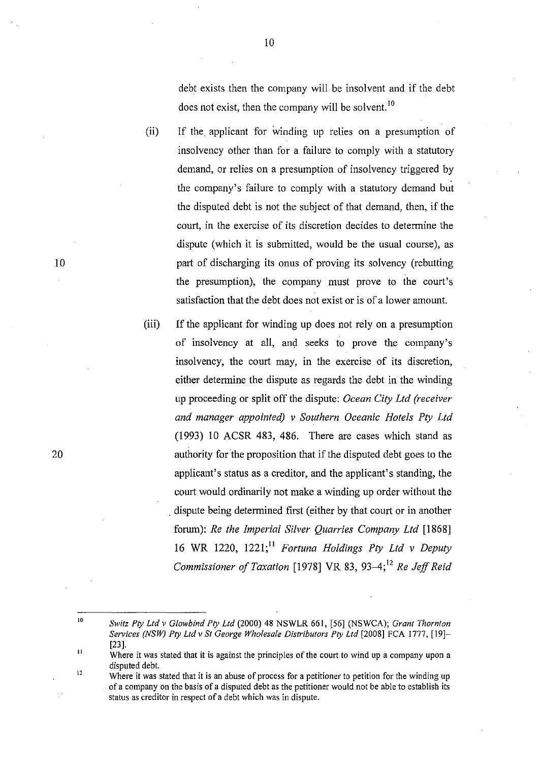debt exists then the company will be insolvent and if the debt does not exist, then the company will be solvent.[10]

(ii) If the applicant for winding up relies on a presumption of insolvency other than for a failure to comply with a statutory demand, or relies on a presumption of insolvency triggered by the company's failure to comply with a statutory demand but the disputed debt is not the subject of that demand, then, if the court, in the exercise of its discretion decides to determine the dispute (which it is submitted, would be the usual course), as part of discharging its onus of proving its solvency (rebutting the presumption), the company must prove to the court's satisfaction that the debt does not exist or is of a lower amount.

(iii) If the applicant for winding up does not rely on a presumption of insolvency at all, and seeks to prove the company's insolvency, the court may, in the exercise of its discretion, either determine the dispute as regards the debt in the winding up proceeding or split off the dispute: *Ocean City Ltd (receiver and manager appointed) v Southern Oceanic Hotels Pty Ltd* (1993) 10 ACSR 483, 486. There are cases which stand as authority for the proposition that if the disputed debt goes to the applicant's status as a creditor, and the applicant's standing, the court would ordinarily not make a winding up order without the dispute being determined first (either by that court or in another forum): *Re the Imperial Silver Quarries Company Ltd* [1868] 16 WR 1220, 1221;[11] *Fortuna Holdings Pty Ltd v Deputy Commissioner of Taxation* [1978] VR 83, 93–4;[12] *Re Jeff Reid*

---

[10] *Switz Pty Ltd v Glowbind Pty Ltd* (2000) 48 NSWLR 661, [56] (NSWCA); *Grant Thornton Services (NSW) Pty Ltd v St George Wholesale Distributors Pty Ltd* [2008] FCA 1777, [19]–[23].

[11] Where it was stated that it is against the principles of the court to wind up a company upon a disputed debt.

[12] Where it was stated that it is an abuse of process for a petitioner to petition for the winding up of a company on the basis of a disputed debt as the petitioner would not be able to establish its status as creditor in respect of a debt which was in dispute.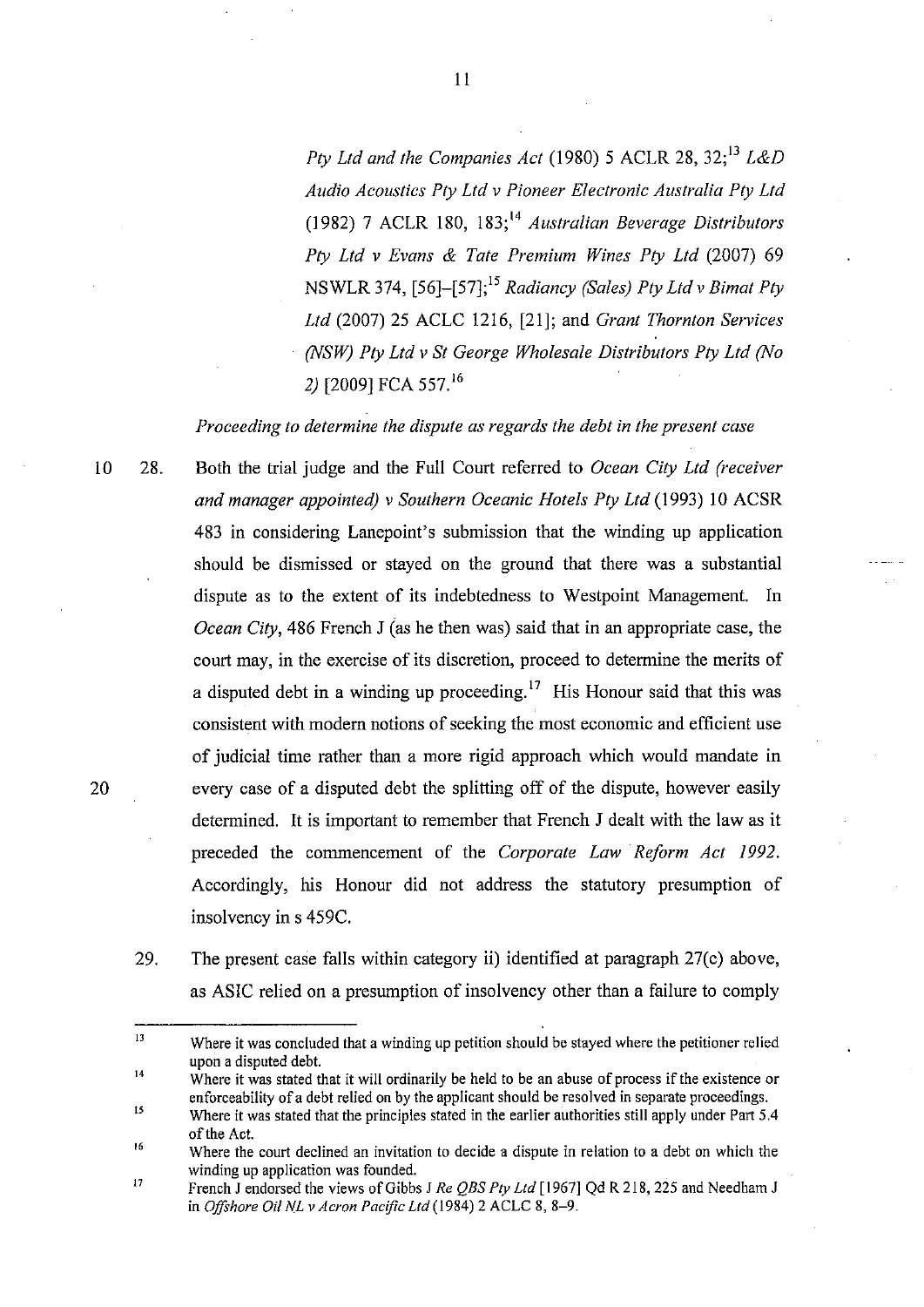*Pty Ltd and the Companies Act* (1980) 5 ACLR 28, 32;[13] *L&D Audio Acoustics Pty Ltd v Pioneer Electronic Australia Pty Ltd* (1982) 7 ACLR 180, 183;[14] *Australian Beverage Distributors Pty Ltd v Evans & Tate Premium Wines Pty Ltd* (2007) 69 NSWLR 374, [56]–[57];[15] *Radiancy (Sales) Pty Ltd v Bimat Pty Ltd* (2007) 25 ACLC 1216, [21]; and *Grant Thornton Services (NSW) Pty Ltd v St George Wholesale Distributors Pty Ltd (No 2)* [2009] FCA 557.[16]

*Proceeding to determine the dispute as regards the debt in the present case*

28. Both the trial judge and the Full Court referred to *Ocean City Ltd (receiver and manager appointed) v Southern Oceanic Hotels Pty Ltd* (1993) 10 ACSR 483 in considering Lanepoint's submission that the winding up application should be dismissed or stayed on the ground that there was a substantial dispute as to the extent of its indebtedness to Westpoint Management. In *Ocean City*, 486 French J (as he then was) said that in an appropriate case, the court may, in the exercise of its discretion, proceed to determine the merits of a disputed debt in a winding up proceeding.[17] His Honour said that this was consistent with modern notions of seeking the most economic and efficient use of judicial time rather than a more rigid approach which would mandate in every case of a disputed debt the splitting off of the dispute, however easily determined. It is important to remember that French J dealt with the law as it preceded the commencement of the *Corporate Law Reform Act 1992*. Accordingly, his Honour did not address the statutory presumption of insolvency in s 459C.

29. The present case falls within category ii) identified at paragraph 27(c) above, as ASIC relied on a presumption of insolvency other than a failure to comply

---

[13] Where it was concluded that a winding up petition should be stayed where the petitioner relied upon a disputed debt.

[14] Where it was stated that it will ordinarily be held to be an abuse of process if the existence or enforceability of a debt relied on by the applicant should be resolved in separate proceedings.

[15] Where it was stated that the principles stated in the earlier authorities still apply under Part 5.4 of the Act.

[16] Where the court declined an invitation to decide a dispute in relation to a debt on which the winding up application was founded.

[17] French J endorsed the views of Gibbs J *Re QBS Pty Ltd* [1967] Qd R 218, 225 and Needham J in *Offshore Oil NL v Acron Pacific Ltd* (1984) 2 ACLC 8, 8–9.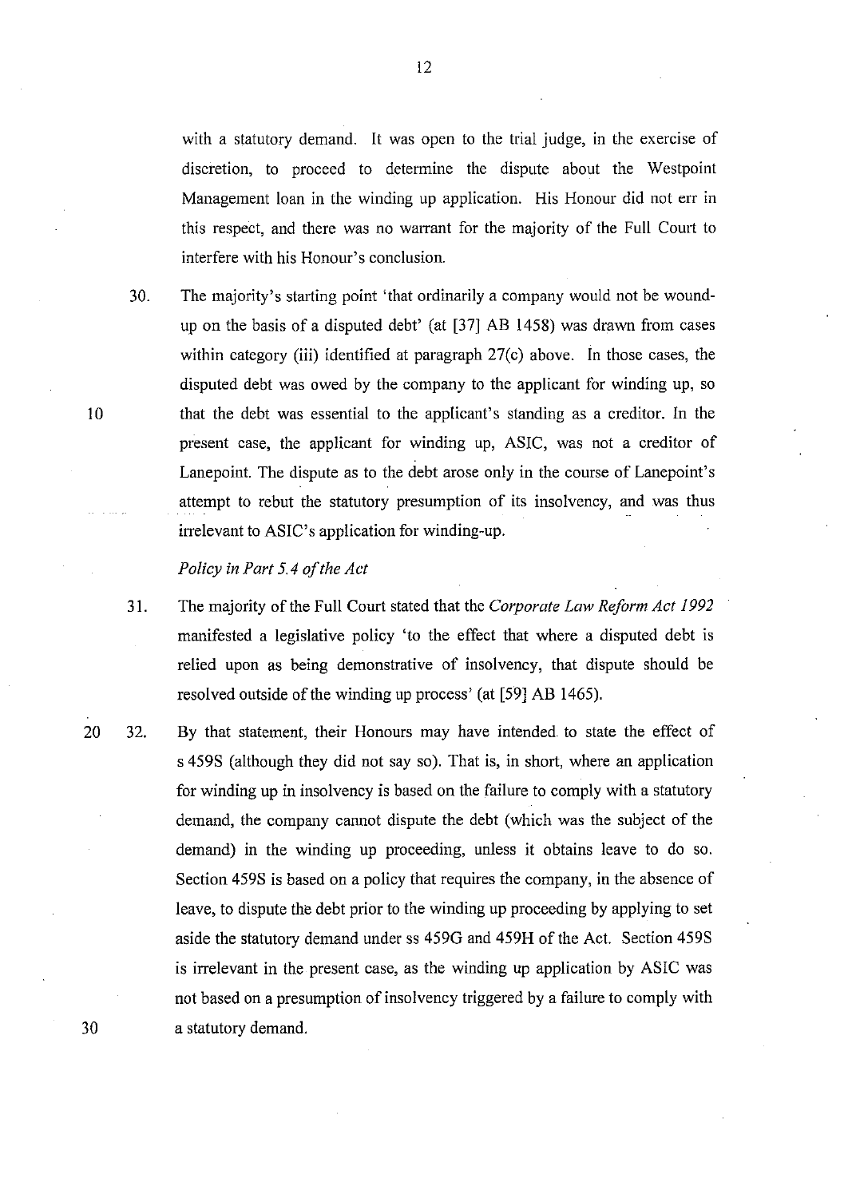with a statutory demand. It was open to the trial judge, in the exercise of discretion, to proceed to determine the dispute about the Westpoint Management loan in the winding up application. His Honour did not err in this respect, and there was no warrant for the majority of the Full Court to interfere with his Honour's conclusion.

30. The majority's starting point 'that ordinarily a company would not be wound-up on the basis of a disputed debt' (at [37] AB 1458) was drawn from cases within category (iii) identified at paragraph 27(c) above. In those cases, the disputed debt was owed by the company to the applicant for winding up, so that the debt was essential to the applicant's standing as a creditor. In the present case, the applicant for winding up, ASIC, was not a creditor of Lanepoint. The dispute as to the debt arose only in the course of Lanepoint's attempt to rebut the statutory presumption of its insolvency, and was thus irrelevant to ASIC's application for winding-up.

*Policy in Part 5.4 of the Act*

31. The majority of the Full Court stated that the *Corporate Law Reform Act 1992* manifested a legislative policy 'to the effect that where a disputed debt is relied upon as being demonstrative of insolvency, that dispute should be resolved outside of the winding up process' (at [59] AB 1465).

32. By that statement, their Honours may have intended to state the effect of s 459S (although they did not say so). That is, in short, where an application for winding up in insolvency is based on the failure to comply with a statutory demand, the company cannot dispute the debt (which was the subject of the demand) in the winding up proceeding, unless it obtains leave to do so. Section 459S is based on a policy that requires the company, in the absence of leave, to dispute the debt prior to the winding up proceeding by applying to set aside the statutory demand under ss 459G and 459H of the Act. Section 459S is irrelevant in the present case, as the winding up application by ASIC was not based on a presumption of insolvency triggered by a failure to comply with a statutory demand.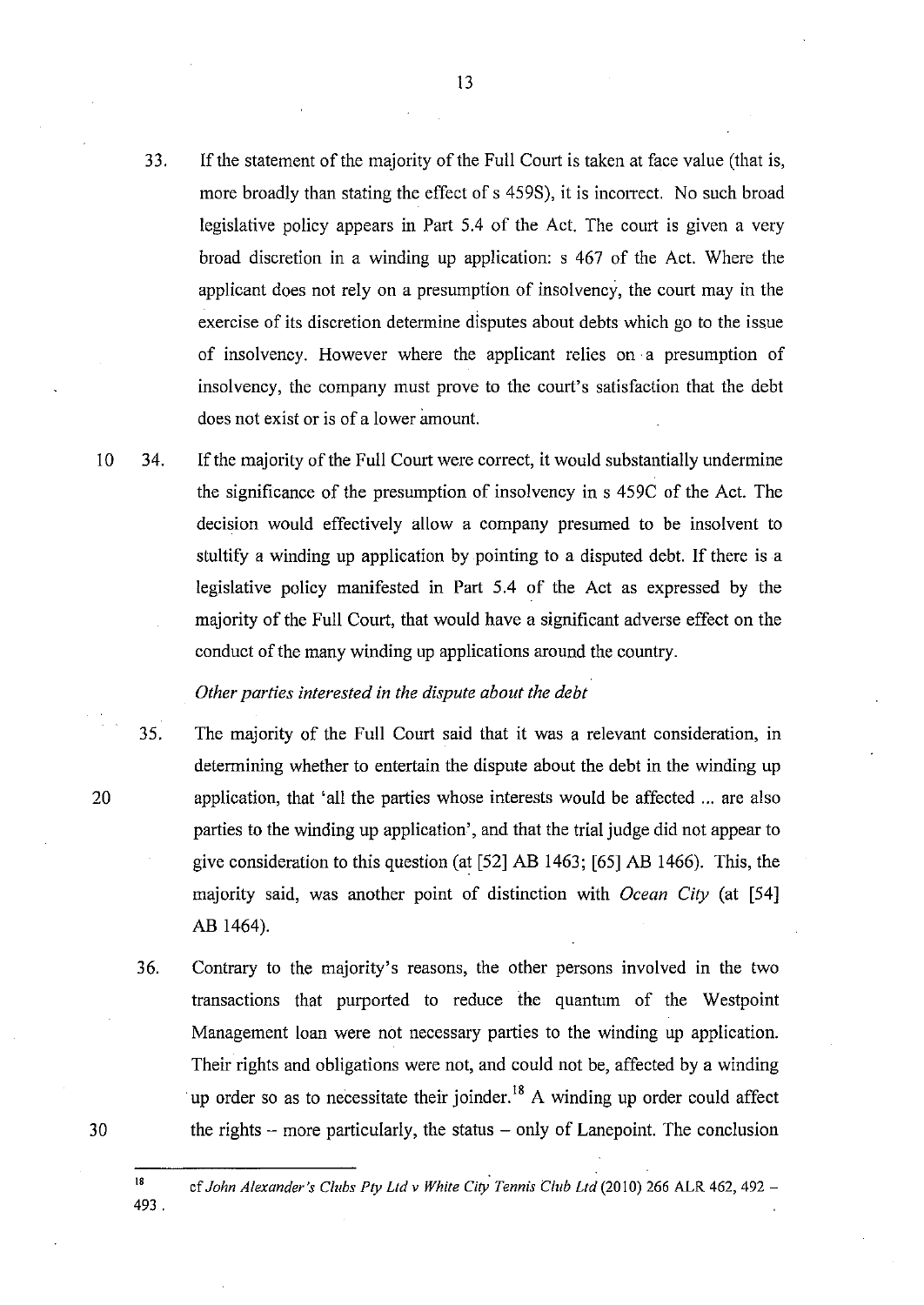33. If the statement of the majority of the Full Court is taken at face value (that is, more broadly than stating the effect of s 459S), it is incorrect. No such broad legislative policy appears in Part 5.4 of the Act. The court is given a very broad discretion in a winding up application: s 467 of the Act. Where the applicant does not rely on a presumption of insolvency, the court may in the exercise of its discretion determine disputes about debts which go to the issue of insolvency. However where the applicant relies on a presumption of insolvency, the company must prove to the court's satisfaction that the debt does not exist or is of a lower amount.

34. If the majority of the Full Court were correct, it would substantially undermine the significance of the presumption of insolvency in s 459C of the Act. The decision would effectively allow a company presumed to be insolvent to stultify a winding up application by pointing to a disputed debt. If there is a legislative policy manifested in Part 5.4 of the Act as expressed by the majority of the Full Court, that would have a significant adverse effect on the conduct of the many winding up applications around the country.

*Other parties interested in the dispute about the debt*

35. The majority of the Full Court said that it was a relevant consideration, in determining whether to entertain the dispute about the debt in the winding up application, that 'all the parties whose interests would be affected ... are also parties to the winding up application', and that the trial judge did not appear to give consideration to this question (at [52] AB 1463; [65] AB 1466). This, the majority said, was another point of distinction with *Ocean City* (at [54] AB 1464).

36. Contrary to the majority's reasons, the other persons involved in the two transactions that purported to reduce the quantum of the Westpoint Management loan were not necessary parties to the winding up application. Their rights and obligations were not, and could not be, affected by a winding up order so as to necessitate their joinder.[18] A winding up order could affect the rights -- more particularly, the status – only of Lanepoint. The conclusion

[18] cf *John Alexander's Clubs Pty Ltd v White City Tennis Club Ltd* (2010) 266 ALR 462, 492 – 493.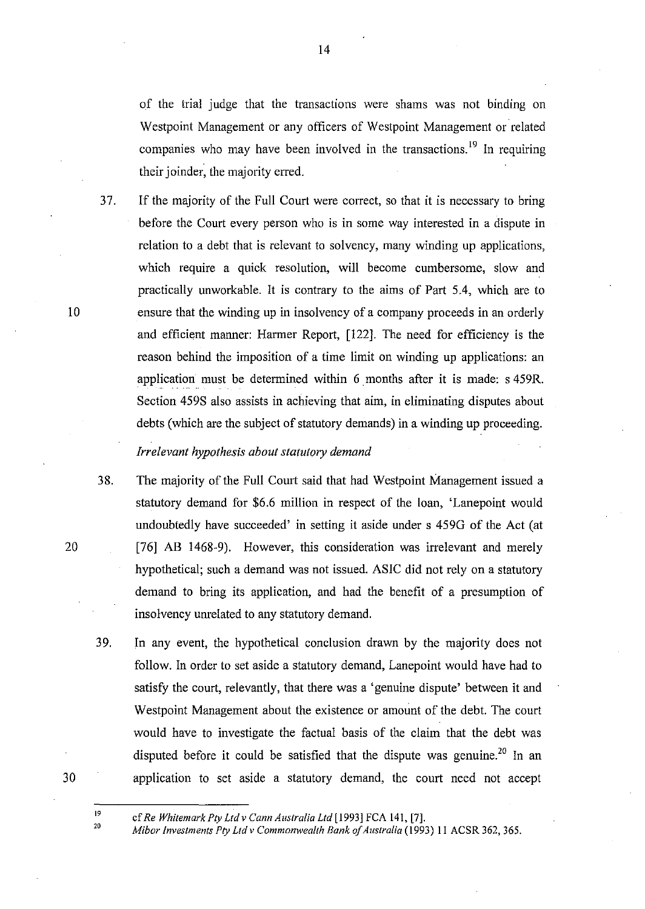of the trial judge that the transactions were shams was not binding on Westpoint Management or any officers of Westpoint Management or related companies who may have been involved in the transactions.[19] In requiring their joinder, the majority erred.

37. If the majority of the Full Court were correct, so that it is necessary to bring before the Court every person who is in some way interested in a dispute in relation to a debt that is relevant to solvency, many winding up applications, which require a quick resolution, will become cumbersome, slow and practically unworkable. It is contrary to the aims of Part 5.4, which are to ensure that the winding up in insolvency of a company proceeds in an orderly and efficient manner: Harmer Report, [122]. The need for efficiency is the reason behind the imposition of a time limit on winding up applications: an application must be determined within 6 months after it is made: s 459R. Section 459S also assists in achieving that aim, in eliminating disputes about debts (which are the subject of statutory demands) in a winding up proceeding.

*Irrelevant hypothesis about statutory demand*

38. The majority of the Full Court said that had Westpoint Management issued a statutory demand for $6.6 million in respect of the loan, 'Lanepoint would undoubtedly have succeeded' in setting it aside under s 459G of the Act (at [76] AB 1468-9). However, this consideration was irrelevant and merely hypothetical; such a demand was not issued. ASIC did not rely on a statutory demand to bring its application, and had the benefit of a presumption of insolvency unrelated to any statutory demand.

39. In any event, the hypothetical conclusion drawn by the majority does not follow. In order to set aside a statutory demand, Lanepoint would have had to satisfy the court, relevantly, that there was a 'genuine dispute' between it and Westpoint Management about the existence or amount of the debt. The court would have to investigate the factual basis of the claim that the debt was disputed before it could be satisfied that the dispute was genuine.[20] In an application to set aside a statutory demand, the court need not accept

---

[19] cf *Re Whitemark Pty Ltd v Cann Australia Ltd* [1993] FCA 141, [7].

[20] *Mibor Investments Pty Ltd v Commonwealth Bank of Australia* (1993) 11 ACSR 362, 365.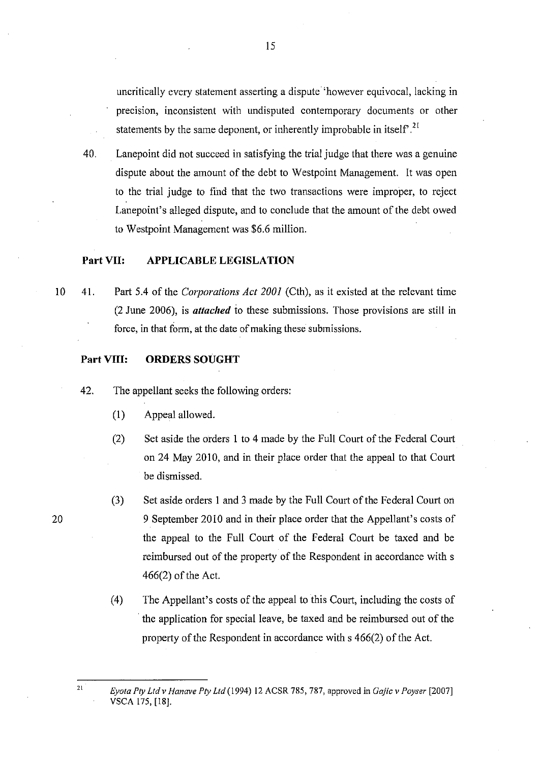uncritically every statement asserting a dispute 'however equivocal, lacking in precision, inconsistent with undisputed contemporary documents or other statements by the same deponent, or inherently improbable in itself'.[21]

40. Lanepoint did not succeed in satisfying the trial judge that there was a genuine dispute about the amount of the debt to Westpoint Management. It was open to the trial judge to find that the two transactions were improper, to reject Lanepoint's alleged dispute, and to conclude that the amount of the debt owed to Westpoint Management was $6.6 million.

**Part VII: APPLICABLE LEGISLATION**

41. Part 5.4 of the *Corporations Act 2001* (Cth), as it existed at the relevant time (2 June 2006), is ***attached*** to these submissions. Those provisions are still in force, in that form, at the date of making these submissions.

**Part VIII: ORDERS SOUGHT**

42. The appellant seeks the following orders:

    (1) Appeal allowed.

    (2) Set aside the orders 1 to 4 made by the Full Court of the Federal Court on 24 May 2010, and in their place order that the appeal to that Court be dismissed.

    (3) Set aside orders 1 and 3 made by the Full Court of the Federal Court on 9 September 2010 and in their place order that the Appellant's costs of the appeal to the Full Court of the Federal Court be taxed and be reimbursed out of the property of the Respondent in accordance with s 466(2) of the Act.

    (4) The Appellant's costs of the appeal to this Court, including the costs of the application for special leave, be taxed and be reimbursed out of the property of the Respondent in accordance with s 466(2) of the Act.

---

[21] *Eyota Pty Ltd v Hanave Pty Ltd* (1994) 12 ACSR 785, 787, approved in *Gajic v Poyser* [2007] VSCA 175, [18].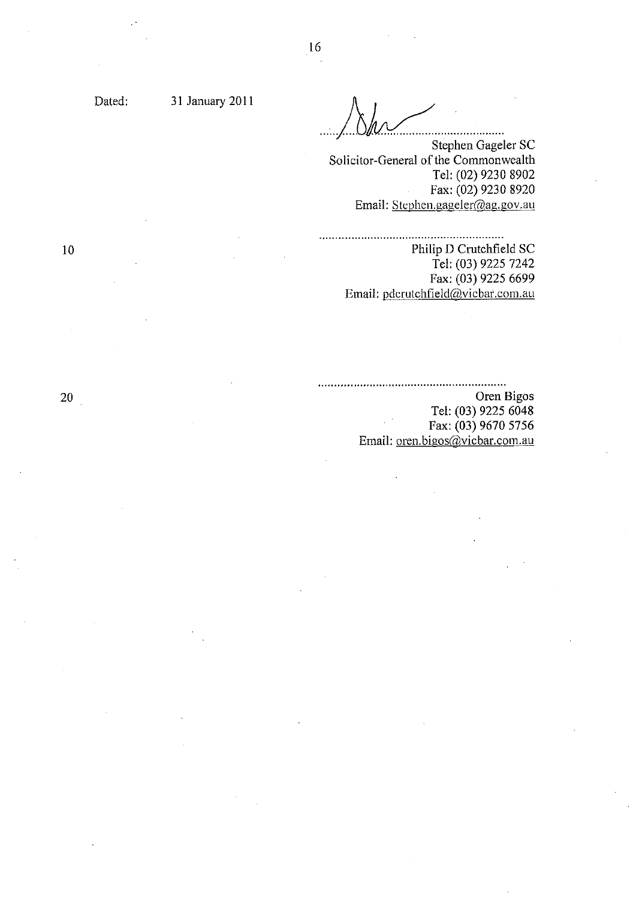Dated: 31 January 2011

..........................................................

Stephen Gageler SC
Solicitor-General of the Commonwealth
Tel: (02) 9230 8902
Fax: (02) 9230 8920
Email: Stephen.gageler@ag.gov.au

..........................................................

Philip D Crutchfield SC
Tel: (03) 9225 7242
Fax: (03) 9225 6699
Email: pdcrutchfield@vicbar.com.au

..........................................................

Oren Bigos
Tel: (03) 9225 6048
Fax: (03) 9670 5756
Email: oren.bigos@vicbar.com.au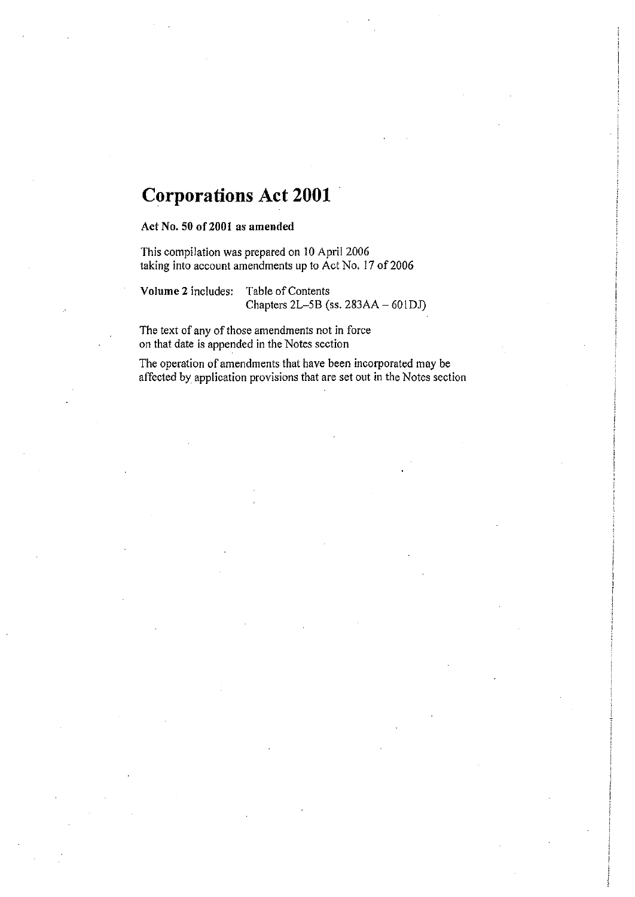# Corporations Act 2001

**Act No. 50 of 2001 as amended**

This compilation was prepared on 10 April 2006
taking into account amendments up to Act No. 17 of 2006

**Volume 2** includes: Table of Contents
Chapters 2L–5B (ss. 283AA – 601DJ)

The text of any of those amendments not in force
on that date is appended in the Notes section

The operation of amendments that have been incorporated may be
affected by application provisions that are set out in the Notes section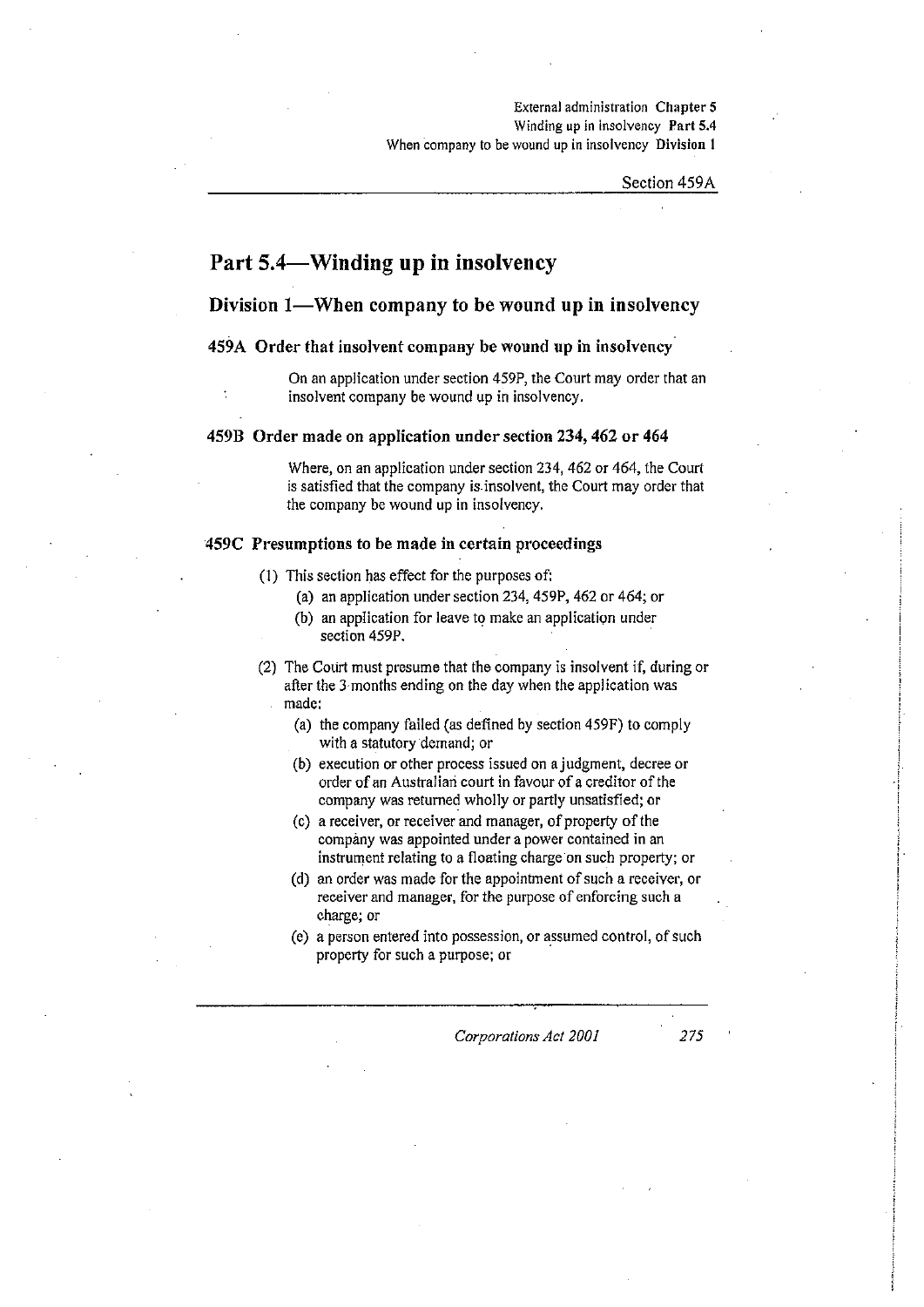# Part 5.4—Winding up in insolvency

## Division 1—When company to be wound up in insolvency

### 459A Order that insolvent company be wound up in insolvency

On an application under section 459P, the Court may order that an insolvent company be wound up in insolvency.

### 459B Order made on application under section 234, 462 or 464

Where, on an application under section 234, 462 or 464, the Court is satisfied that the company is insolvent, the Court may order that the company be wound up in insolvency.

### 459C Presumptions to be made in certain proceedings

(1) This section has effect for the purposes of:

- (a) an application under section 234, 459P, 462 or 464; or
- (b) an application for leave to make an application under section 459P.

(2) The Court must presume that the company is insolvent if, during or after the 3 months ending on the day when the application was made:

- (a) the company failed (as defined by section 459F) to comply with a statutory demand; or
- (b) execution or other process issued on a judgment, decree or order of an Australian court in favour of a creditor of the company was returned wholly or partly unsatisfied; or
- (c) a receiver, or receiver and manager, of property of the company was appointed under a power contained in an instrument relating to a floating charge on such property; or
- (d) an order was made for the appointment of such a receiver, or receiver and manager, for the purpose of enforcing such a charge; or
- (e) a person entered into possession, or assumed control, of such property for such a purpose; or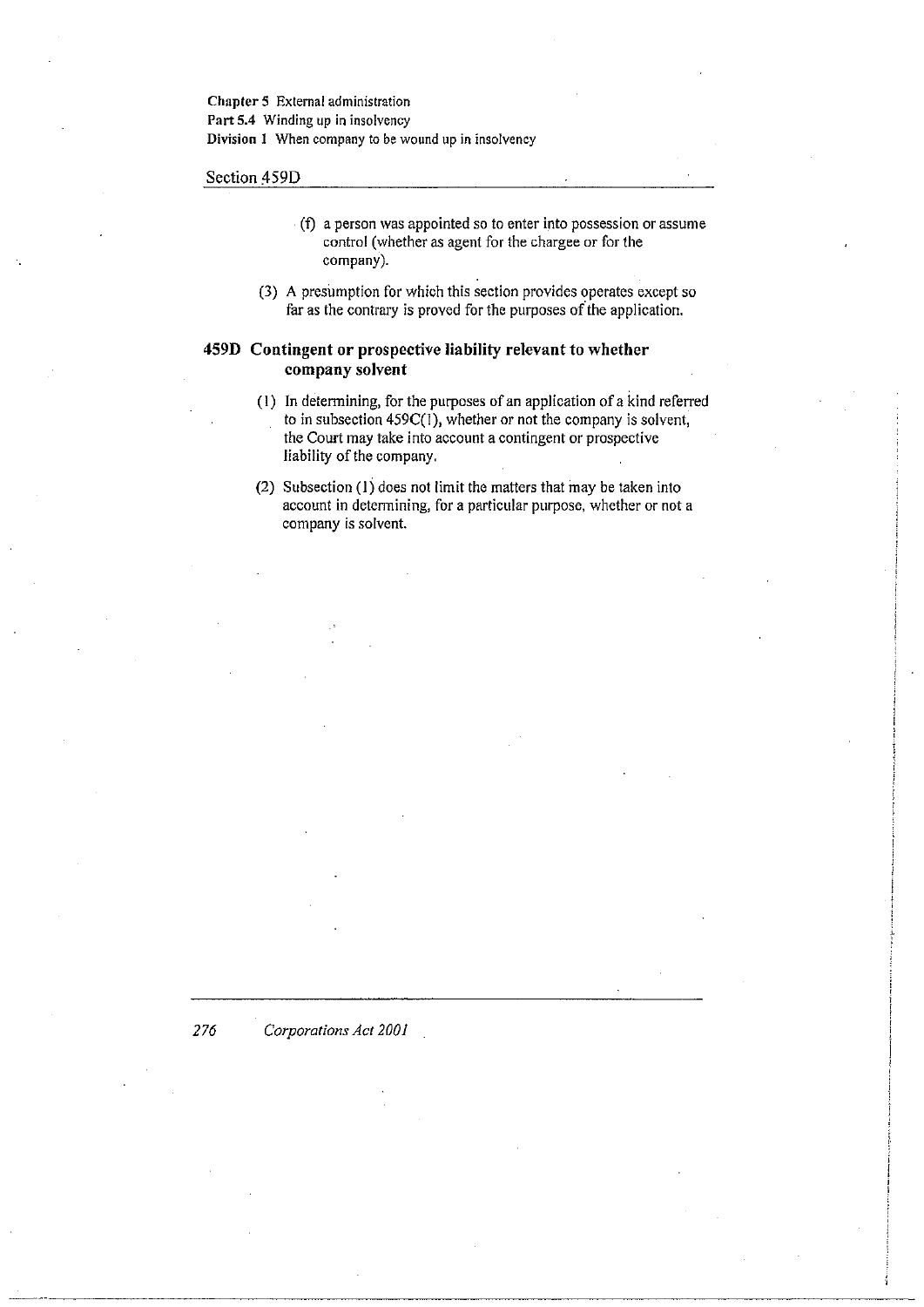(f) a person was appointed so to enter into possession or assume control (whether as agent for the chargee or for the company).

(3) A presumption for which this section provides operates except so far as the contrary is proved for the purposes of the application.

## 459D Contingent or prospective liability relevant to whether company solvent

(1) In determining, for the purposes of an application of a kind referred to in subsection 459C(1), whether or not the company is solvent, the Court may take into account a contingent or prospective liability of the company.

(2) Subsection (1) does not limit the matters that may be taken into account in determining, for a particular purpose, whether or not a company is solvent.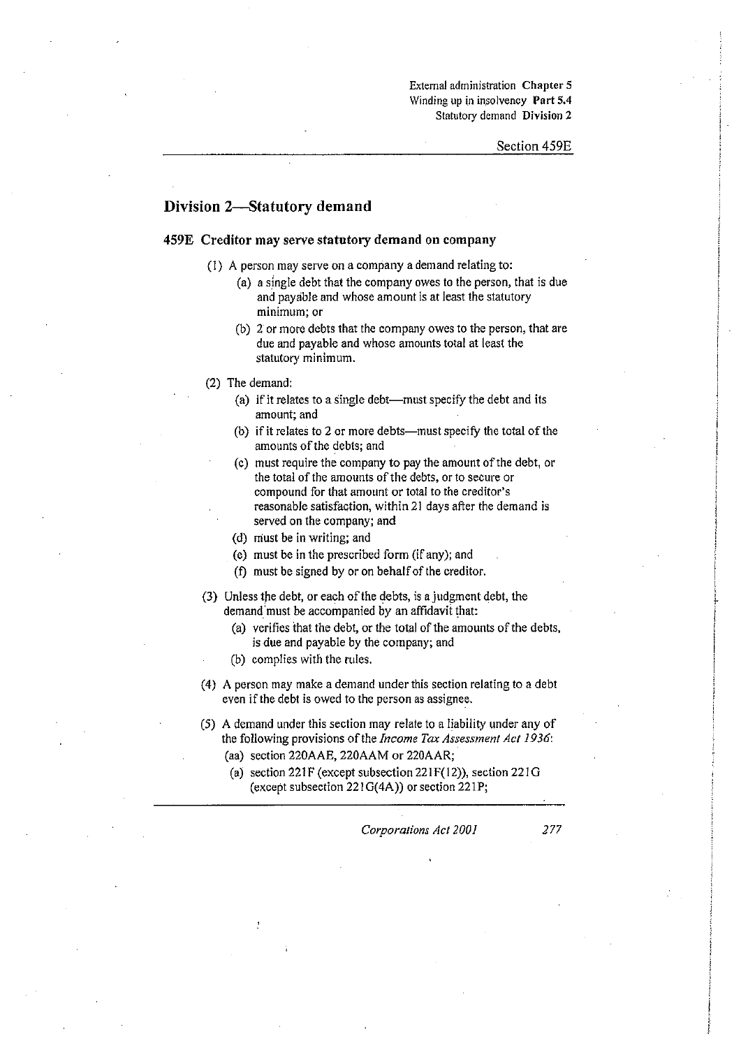## Division 2—Statutory demand

### 459E Creditor may serve statutory demand on company

(1) A person may serve on a company a demand relating to:

- (a) a single debt that the company owes to the person, that is due and payable and whose amount is at least the statutory minimum; or
- (b) 2 or more debts that the company owes to the person, that are due and payable and whose amounts total at least the statutory minimum.

(2) The demand:

- (a) if it relates to a single debt—must specify the debt and its amount; and
- (b) if it relates to 2 or more debts—must specify the total of the amounts of the debts; and
- (c) must require the company to pay the amount of the debt, or the total of the amounts of the debts, or to secure or compound for that amount or total to the creditor's reasonable satisfaction, within 21 days after the demand is served on the company; and
- (d) must be in writing; and
- (e) must be in the prescribed form (if any); and
- (f) must be signed by or on behalf of the creditor.

(3) Unless the debt, or each of the debts, is a judgment debt, the demand must be accompanied by an affidavit that:

- (a) verifies that the debt, or the total of the amounts of the debts, is due and payable by the company; and
- (b) complies with the rules.

(4) A person may make a demand under this section relating to a debt even if the debt is owed to the person as assignee.

(5) A demand under this section may relate to a liability under any of the following provisions of the *Income Tax Assessment Act 1936*:

- (aa) section 220AAE, 220AAM or 220AAR;
- (a) section 221F (except subsection 221F(12)), section 221G (except subsection 221G(4A)) or section 221P;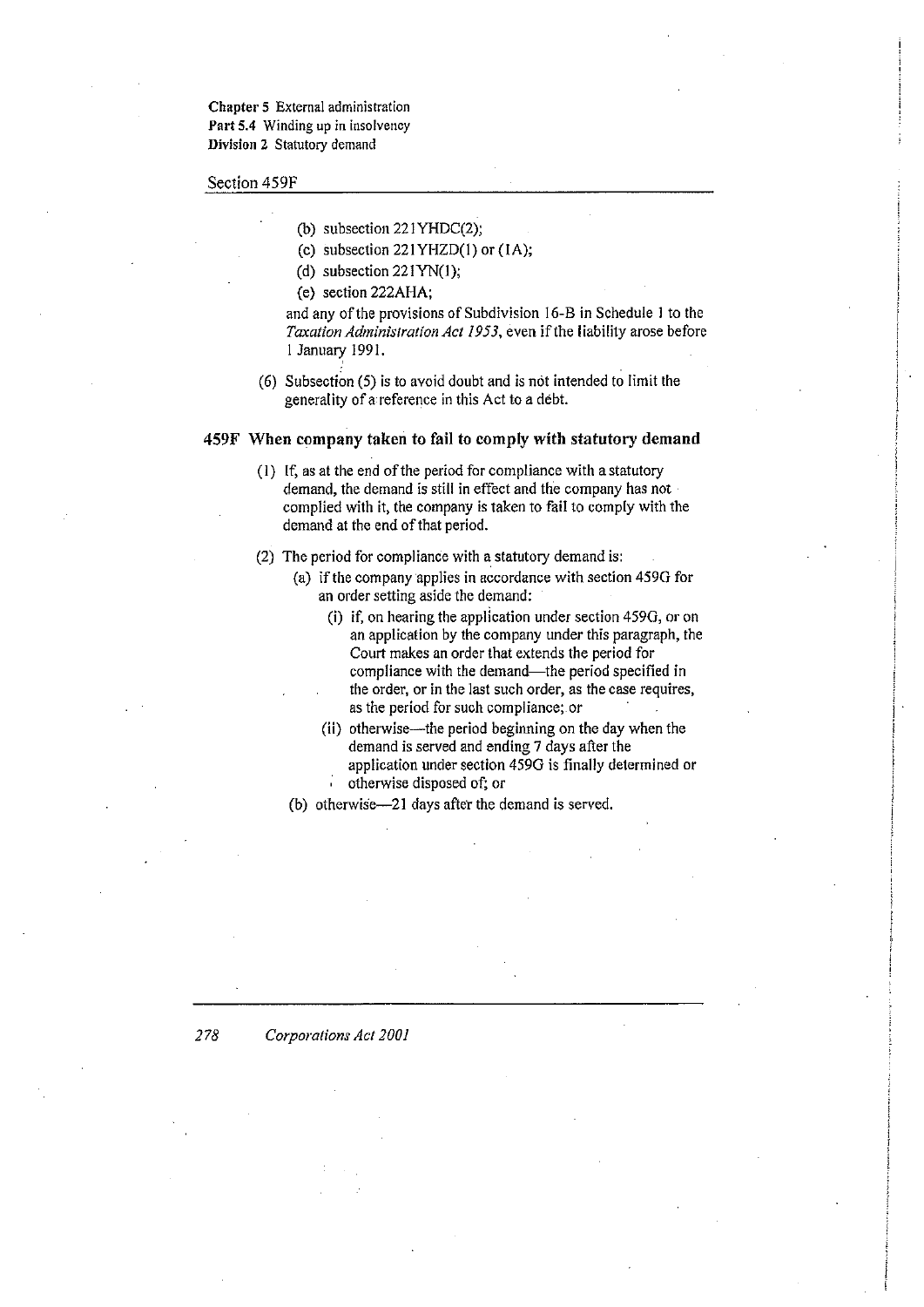(b) subsection 221YHDC(2);

(c) subsection 221YHZD(1) or (1A);

(d) subsection 221YN(1);

(e) section 222AHA;

and any of the provisions of Subdivision 16-B in Schedule 1 to the *Taxation Administration Act 1953*, even if the liability arose before 1 January 1991.

(6) Subsection (5) is to avoid doubt and is not intended to limit the generality of a reference in this Act to a debt.

### 459F When company taken to fail to comply with statutory demand

(1) If, as at the end of the period for compliance with a statutory demand, the demand is still in effect and the company has not complied with it, the company is taken to fail to comply with the demand at the end of that period.

(2) The period for compliance with a statutory demand is:

(a) if the company applies in accordance with section 459G for an order setting aside the demand:

(i) if, on hearing the application under section 459G, or on an application by the company under this paragraph, the Court makes an order that extends the period for compliance with the demand—the period specified in the order, or in the last such order, as the case requires, as the period for such compliance; or

(ii) otherwise—the period beginning on the day when the demand is served and ending 7 days after the application under section 459G is finally determined or otherwise disposed of; or

(b) otherwise—21 days after the demand is served.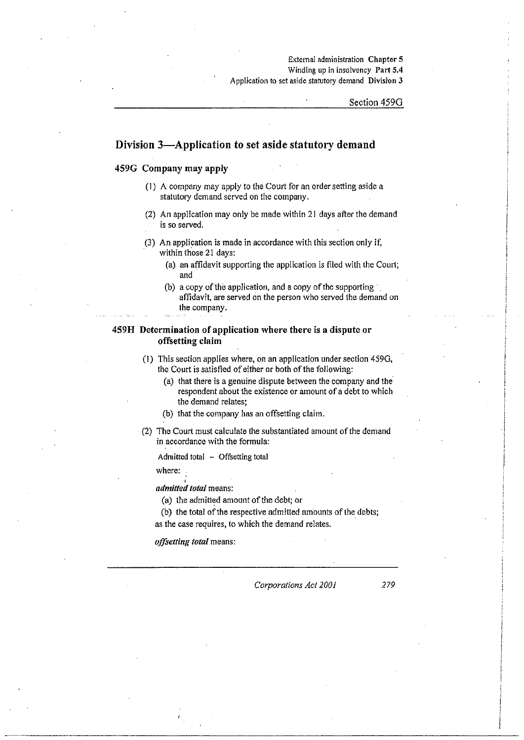## Division 3—Application to set aside statutory demand

### 459G Company may apply

(1) A company may apply to the Court for an order setting aside a statutory demand served on the company.

(2) An application may only be made within 21 days after the demand is so served.

(3) An application is made in accordance with this section only if, within those 21 days:

   (a) an affidavit supporting the application is filed with the Court; and

   (b) a copy of the application, and a copy of the supporting affidavit, are served on the person who served the demand on the company.

### 459H Determination of application where there is a dispute or offsetting claim

(1) This section applies where, on an application under section 459G, the Court is satisfied of either or both of the following:

   (a) that there is a genuine dispute between the company and the respondent about the existence or amount of a debt to which the demand relates;

   (b) that the company has an offsetting claim.

(2) The Court must calculate the substantiated amount of the demand in accordance with the formula:

   Admitted total − Offsetting total

   where:

   ***admitted total*** means:

   (a) the admitted amount of the debt; or

   (b) the total of the respective admitted amounts of the debts;

   as the case requires, to which the demand relates.

   ***offsetting total*** means: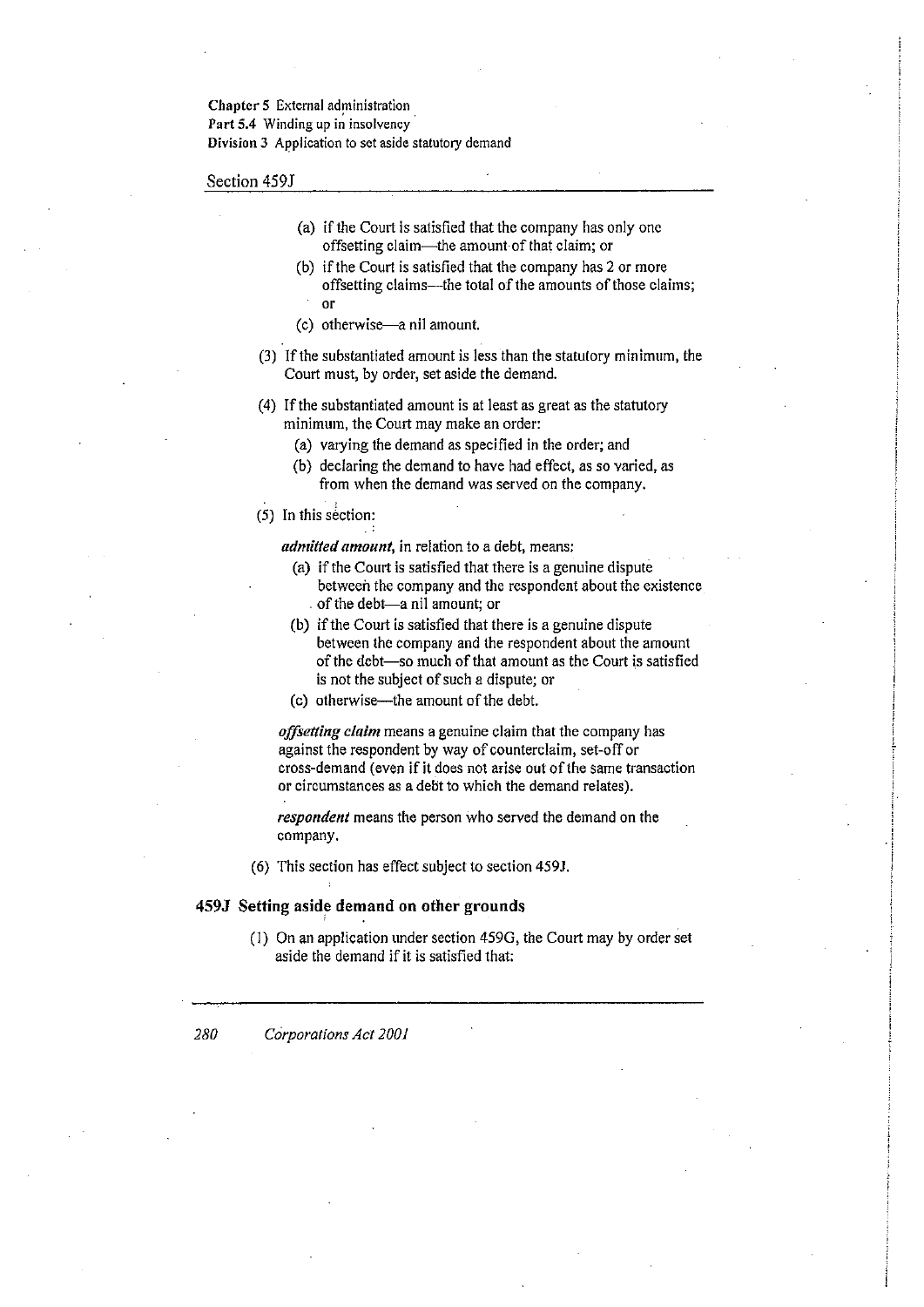(a) if the Court is satisfied that the company has only one offsetting claim—the amount of that claim; or

(b) if the Court is satisfied that the company has 2 or more offsetting claims—the total of the amounts of those claims; or

(c) otherwise—a nil amount.

(3) If the substantiated amount is less than the statutory minimum, the Court must, by order, set aside the demand.

(4) If the substantiated amount is at least as great as the statutory minimum, the Court may make an order:

(a) varying the demand as specified in the order; and

(b) declaring the demand to have had effect, as so varied, as from when the demand was served on the company.

(5) In this section:

***admitted amount***, in relation to a debt, means:

(a) if the Court is satisfied that there is a genuine dispute between the company and the respondent about the existence of the debt—a nil amount; or

(b) if the Court is satisfied that there is a genuine dispute between the company and the respondent about the amount of the debt—so much of that amount as the Court is satisfied is not the subject of such a dispute; or

(c) otherwise—the amount of the debt.

***offsetting claim*** means a genuine claim that the company has against the respondent by way of counterclaim, set-off or cross-demand (even if it does not arise out of the same transaction or circumstances as a debt to which the demand relates).

***respondent*** means the person who served the demand on the company.

(6) This section has effect subject to section 459J.

### 459J Setting aside demand on other grounds

(1) On an application under section 459G, the Court may by order set aside the demand if it is satisfied that: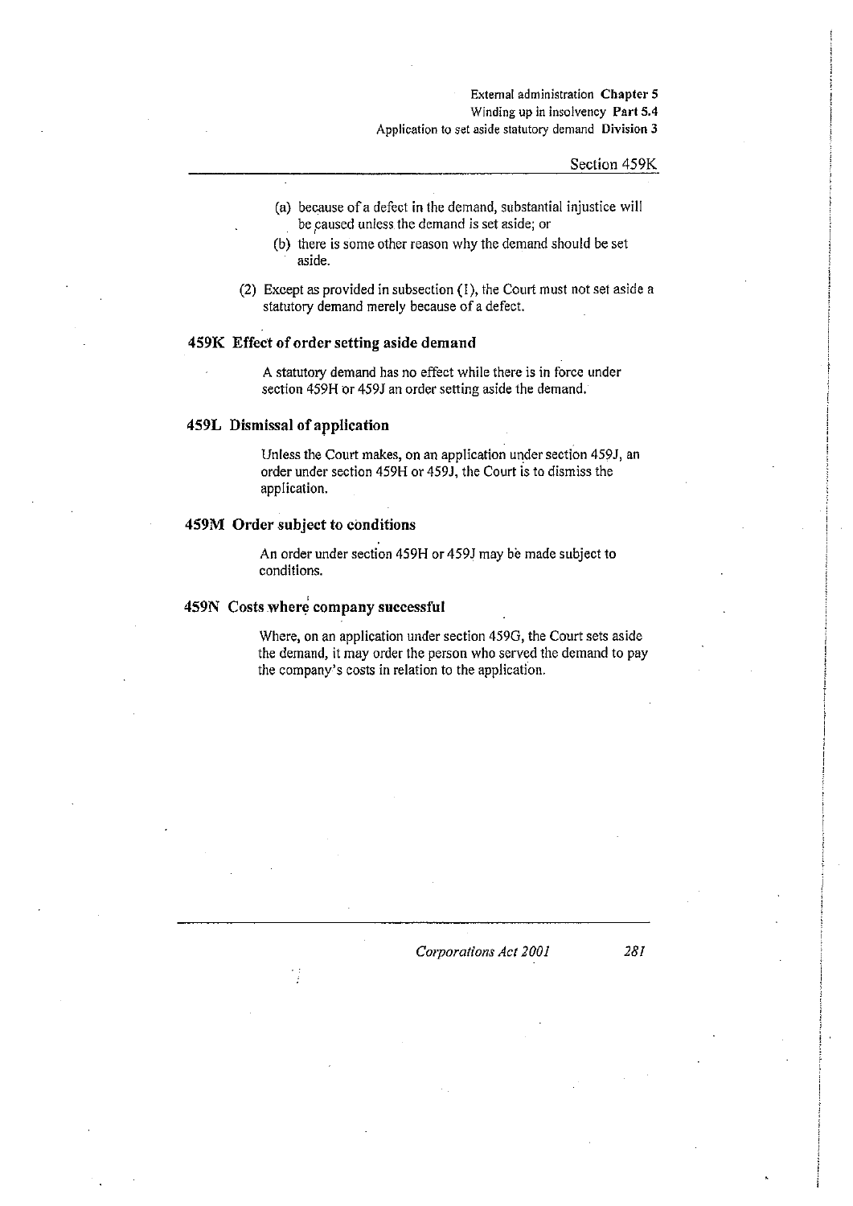(a) because of a defect in the demand, substantial injustice will be caused unless the demand is set aside; or

(b) there is some other reason why the demand should be set aside.

(2) Except as provided in subsection (1), the Court must not set aside a statutory demand merely because of a defect.

### 459K Effect of order setting aside demand

A statutory demand has no effect while there is in force under section 459H or 459J an order setting aside the demand.

### 459L Dismissal of application

Unless the Court makes, on an application under section 459J, an order under section 459H or 459J, the Court is to dismiss the application.

### 459M Order subject to conditions

An order under section 459H or 459J may be made subject to conditions.

### 459N Costs where company successful

Where, on an application under section 459G, the Court sets aside the demand, it may order the person who served the demand to pay the company's costs in relation to the application.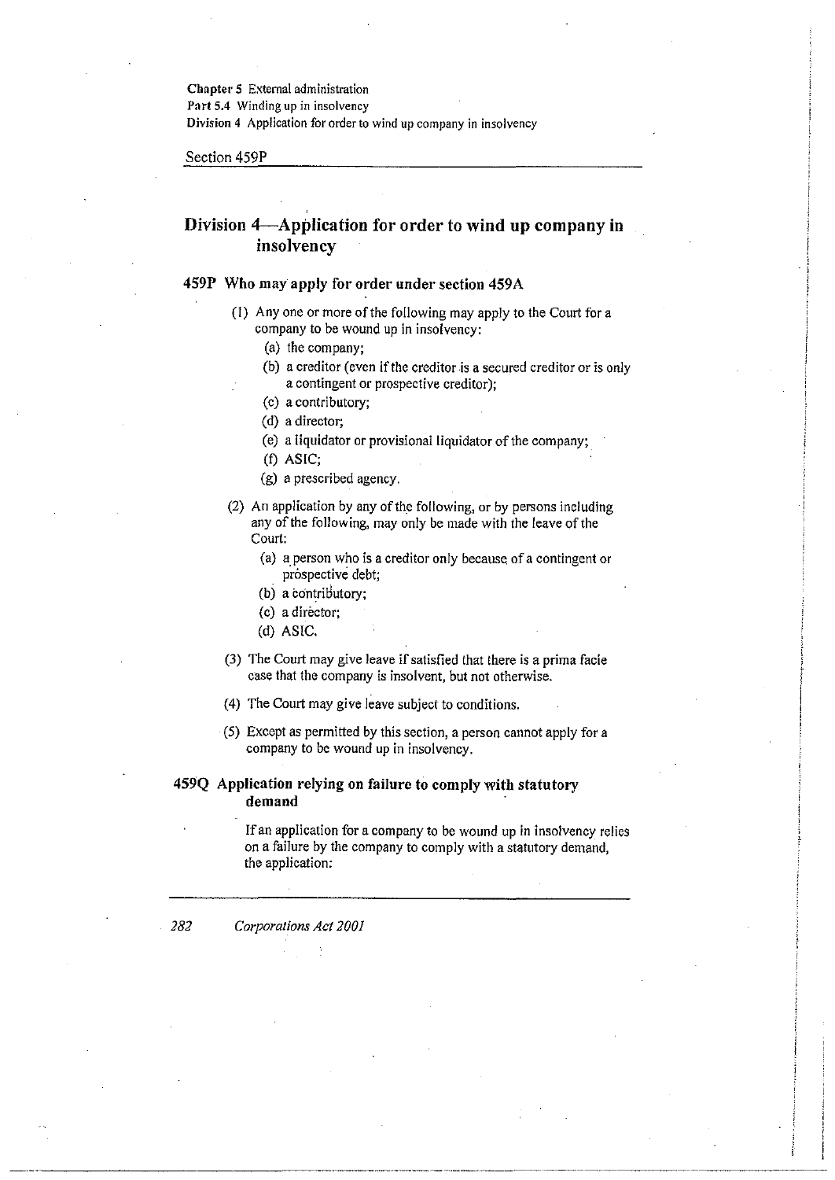## Division 4—Application for order to wind up company in insolvency

### 459P Who may apply for order under section 459A

(1) Any one or more of the following may apply to the Court for a company to be wound up in insolvency:

- (a) the company;
- (b) a creditor (even if the creditor is a secured creditor or is only a contingent or prospective creditor);
- (c) a contributory;
- (d) a director;
- (e) a liquidator or provisional liquidator of the company;
- (f) ASIC;
- (g) a prescribed agency.

(2) An application by any of the following, or by persons including any of the following, may only be made with the leave of the Court:

- (a) a person who is a creditor only because of a contingent or prospective debt;
- (b) a contributory;
- (c) a director;
- (d) ASIC.

(3) The Court may give leave if satisfied that there is a prima facie case that the company is insolvent, but not otherwise.

(4) The Court may give leave subject to conditions.

(5) Except as permitted by this section, a person cannot apply for a company to be wound up in insolvency.

### 459Q Application relying on failure to comply with statutory demand

If an application for a company to be wound up in insolvency relies on a failure by the company to comply with a statutory demand, the application: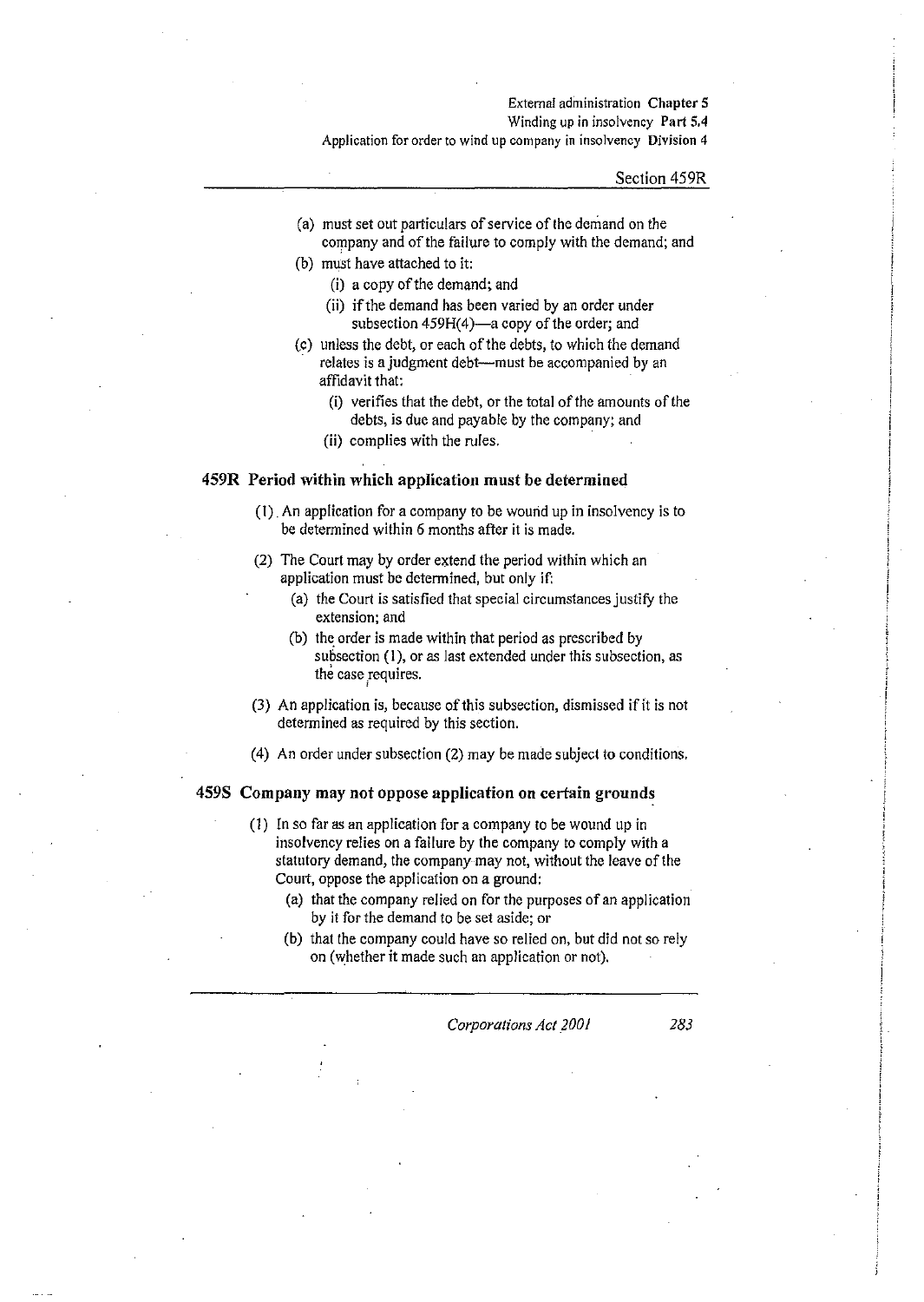(a) must set out particulars of service of the demand on the company and of the failure to comply with the demand; and

(b) must have attached to it:

  (i) a copy of the demand; and

  (ii) if the demand has been varied by an order under subsection 459H(4)—a copy of the order; and

(c) unless the debt, or each of the debts, to which the demand relates is a judgment debt—must be accompanied by an affidavit that:

  (i) verifies that the debt, or the total of the amounts of the debts, is due and payable by the company; and

  (ii) complies with the rules.

### 459R Period within which application must be determined

(1) An application for a company to be wound up in insolvency is to be determined within 6 months after it is made.

(2) The Court may by order extend the period within which an application must be determined, but only if:

  (a) the Court is satisfied that special circumstances justify the extension; and

  (b) the order is made within that period as prescribed by subsection (1), or as last extended under this subsection, as the case requires.

(3) An application is, because of this subsection, dismissed if it is not determined as required by this section.

(4) An order under subsection (2) may be made subject to conditions.

### 459S Company may not oppose application on certain grounds

(1) In so far as an application for a company to be wound up in insolvency relies on a failure by the company to comply with a statutory demand, the company may not, without the leave of the Court, oppose the application on a ground:

  (a) that the company relied on for the purposes of an application by it for the demand to be set aside; or

  (b) that the company could have so relied on, but did not so rely on (whether it made such an application or not).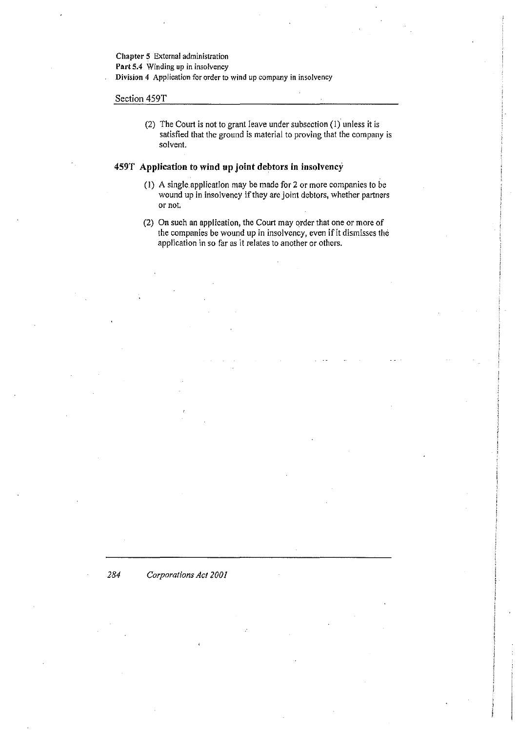(2) The Court is not to grant leave under subsection (1) unless it is satisfied that the ground is material to proving that the company is solvent.

### 459T Application to wind up joint debtors in insolvency

(1) A single application may be made for 2 or more companies to be wound up in insolvency if they are joint debtors, whether partners or not.

(2) On such an application, the Court may order that one or more of the companies be wound up in insolvency, even if it dismisses the application in so far as it relates to another or others.